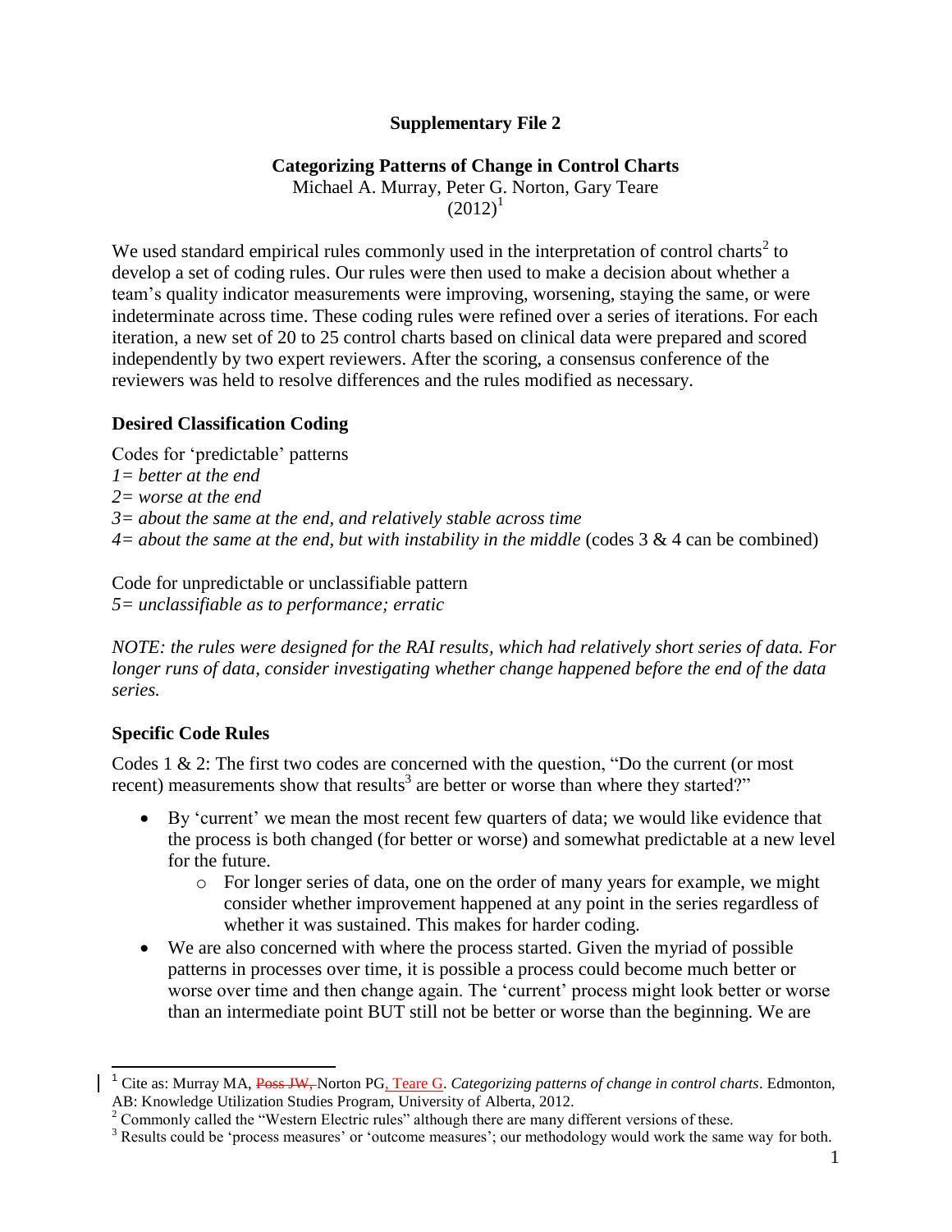**Supplementary File 2**

**Categorizing Patterns of Change in Control Charts**

Michael A. Murray, Peter G. Norton, Gary Teare

(2012)[1]

We used standard empirical rules commonly used in the interpretation of control charts[2] to develop a set of coding rules. Our rules were then used to make a decision about whether a team's quality indicator measurements were improving, worsening, staying the same, or were indeterminate across time. These coding rules were refined over a series of iterations. For each iteration, a new set of 20 to 25 control charts based on clinical data were prepared and scored independently by two expert reviewers. After the scoring, a consensus conference of the reviewers was held to resolve differences and the rules modified as necessary.

### Desired Classification Coding

Codes for 'predictable' patterns

*1= better at the end*

*2= worse at the end*

*3= about the same at the end, and relatively stable across time*

*4= about the same at the end, but with instability in the middle* (codes 3 & 4 can be combined)

Code for unpredictable or unclassifiable pattern

*5= unclassifiable as to performance; erratic*

*NOTE: the rules were designed for the RAI results, which had relatively short series of data. For longer runs of data, consider investigating whether change happened before the end of the data series.*

### Specific Code Rules

Codes 1 & 2: The first two codes are concerned with the question, "Do the current (or most recent) measurements show that results[3] are better or worse than where they started?"

- By 'current' we mean the most recent few quarters of data; we would like evidence that the process is both changed (for better or worse) and somewhat predictable at a new level for the future.
  - For longer series of data, one on the order of many years for example, we might consider whether improvement happened at any point in the series regardless of whether it was sustained. This makes for harder coding.
- We are also concerned with where the process started. Given the myriad of possible patterns in processes over time, it is possible a process could become much better or worse over time and then change again. The 'current' process might look better or worse than an intermediate point BUT still not be better or worse than the beginning. We are

---

[1] Cite as: Murray MA, ~~Poss JW,~~ Norton PG, Teare G. *Categorizing patterns of change in control charts*. Edmonton, AB: Knowledge Utilization Studies Program, University of Alberta, 2012.

[2] Commonly called the "Western Electric rules" although there are many different versions of these.

[3] Results could be 'process measures' or 'outcome measures'; our methodology would work the same way for both.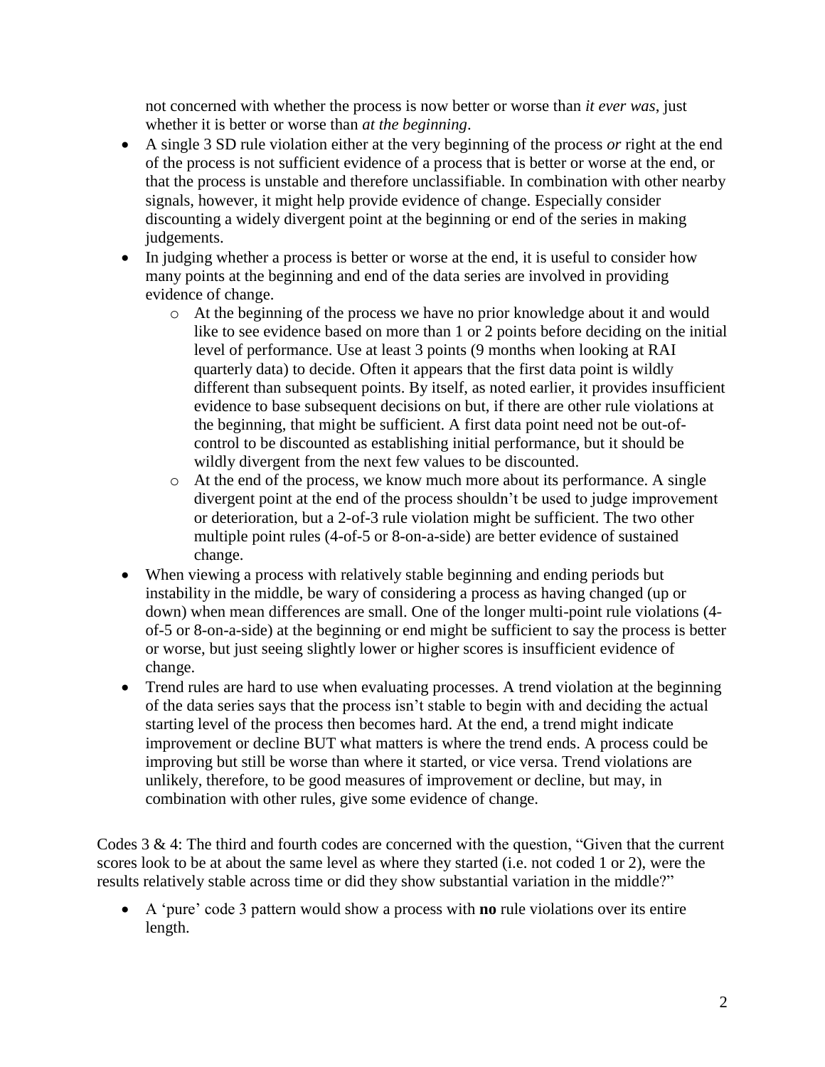not concerned with whether the process is now better or worse than *it ever was*, just whether it is better or worse than *at the beginning*.

- A single 3 SD rule violation either at the very beginning of the process *or* right at the end of the process is not sufficient evidence of a process that is better or worse at the end, or that the process is unstable and therefore unclassifiable. In combination with other nearby signals, however, it might help provide evidence of change. Especially consider discounting a widely divergent point at the beginning or end of the series in making judgements.
- In judging whether a process is better or worse at the end, it is useful to consider how many points at the beginning and end of the data series are involved in providing evidence of change.
  - At the beginning of the process we have no prior knowledge about it and would like to see evidence based on more than 1 or 2 points before deciding on the initial level of performance. Use at least 3 points (9 months when looking at RAI quarterly data) to decide. Often it appears that the first data point is wildly different than subsequent points. By itself, as noted earlier, it provides insufficient evidence to base subsequent decisions on but, if there are other rule violations at the beginning, that might be sufficient. A first data point need not be out-of-control to be discounted as establishing initial performance, but it should be wildly divergent from the next few values to be discounted.
  - At the end of the process, we know much more about its performance. A single divergent point at the end of the process shouldn't be used to judge improvement or deterioration, but a 2-of-3 rule violation might be sufficient. The two other multiple point rules (4-of-5 or 8-on-a-side) are better evidence of sustained change.
- When viewing a process with relatively stable beginning and ending periods but instability in the middle, be wary of considering a process as having changed (up or down) when mean differences are small. One of the longer multi-point rule violations (4-of-5 or 8-on-a-side) at the beginning or end might be sufficient to say the process is better or worse, but just seeing slightly lower or higher scores is insufficient evidence of change.
- Trend rules are hard to use when evaluating processes. A trend violation at the beginning of the data series says that the process isn't stable to begin with and deciding the actual starting level of the process then becomes hard. At the end, a trend might indicate improvement or decline BUT what matters is where the trend ends. A process could be improving but still be worse than where it started, or vice versa. Trend violations are unlikely, therefore, to be good measures of improvement or decline, but may, in combination with other rules, give some evidence of change.

Codes 3 & 4: The third and fourth codes are concerned with the question, "Given that the current scores look to be at about the same level as where they started (i.e. not coded 1 or 2), were the results relatively stable across time or did they show substantial variation in the middle?"

- A 'pure' code 3 pattern would show a process with **no** rule violations over its entire length.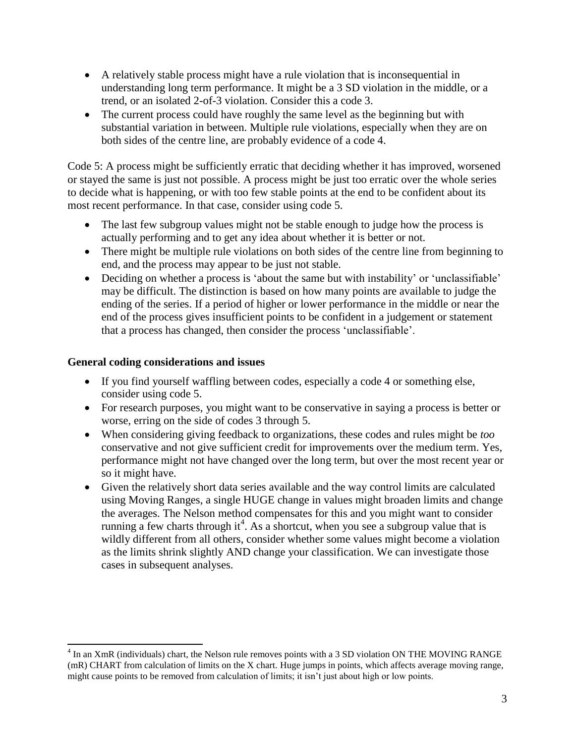- A relatively stable process might have a rule violation that is inconsequential in understanding long term performance. It might be a 3 SD violation in the middle, or a trend, or an isolated 2-of-3 violation. Consider this a code 3.
- The current process could have roughly the same level as the beginning but with substantial variation in between. Multiple rule violations, especially when they are on both sides of the centre line, are probably evidence of a code 4.

Code 5: A process might be sufficiently erratic that deciding whether it has improved, worsened or stayed the same is just not possible. A process might be just too erratic over the whole series to decide what is happening, or with too few stable points at the end to be confident about its most recent performance. In that case, consider using code 5.

- The last few subgroup values might not be stable enough to judge how the process is actually performing and to get any idea about whether it is better or not.
- There might be multiple rule violations on both sides of the centre line from beginning to end, and the process may appear to be just not stable.
- Deciding on whether a process is 'about the same but with instability' or 'unclassifiable' may be difficult. The distinction is based on how many points are available to judge the ending of the series. If a period of higher or lower performance in the middle or near the end of the process gives insufficient points to be confident in a judgement or statement that a process has changed, then consider the process 'unclassifiable'.

**General coding considerations and issues**

- If you find yourself waffling between codes, especially a code 4 or something else, consider using code 5.
- For research purposes, you might want to be conservative in saying a process is better or worse, erring on the side of codes 3 through 5.
- When considering giving feedback to organizations, these codes and rules might be *too* conservative and not give sufficient credit for improvements over the medium term. Yes, performance might not have changed over the long term, but over the most recent year or so it might have.
- Given the relatively short data series available and the way control limits are calculated using Moving Ranges, a single HUGE change in values might broaden limits and change the averages. The Nelson method compensates for this and you might want to consider running a few charts through it[4]. As a shortcut, when you see a subgroup value that is wildly different from all others, consider whether some values might become a violation as the limits shrink slightly AND change your classification. We can investigate those cases in subsequent analyses.

---

[4] In an XmR (individuals) chart, the Nelson rule removes points with a 3 SD violation ON THE MOVING RANGE (mR) CHART from calculation of limits on the X chart. Huge jumps in points, which affects average moving range, might cause points to be removed from calculation of limits; it isn't just about high or low points.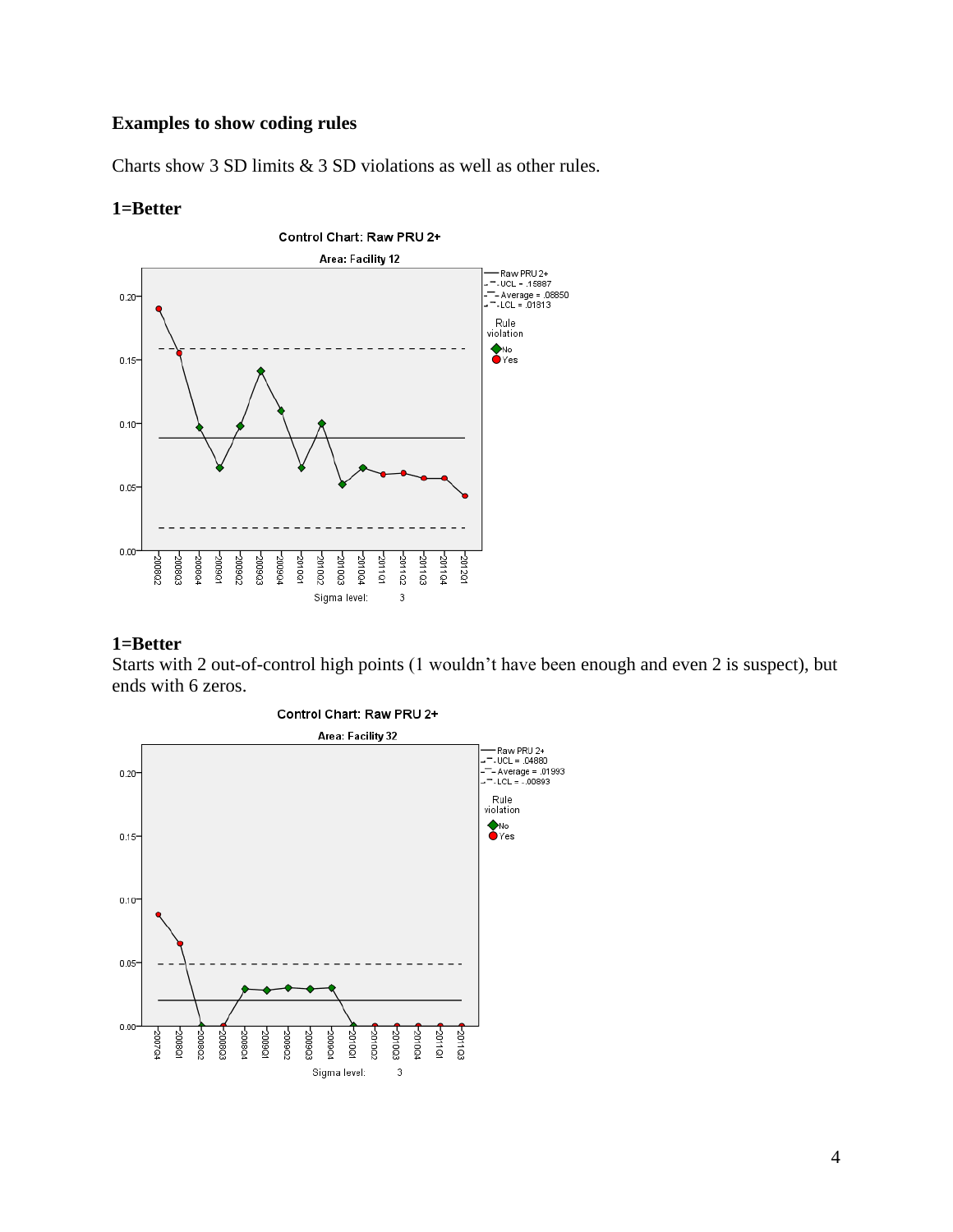### Examples to show coding rules

Charts show 3 SD limits & 3 SD violations as well as other rules.

**1=Better**

**1=Better**

Starts with 2 out-of-control high points (1 wouldn't have been enough and even 2 is suspect), but ends with 6 zeros.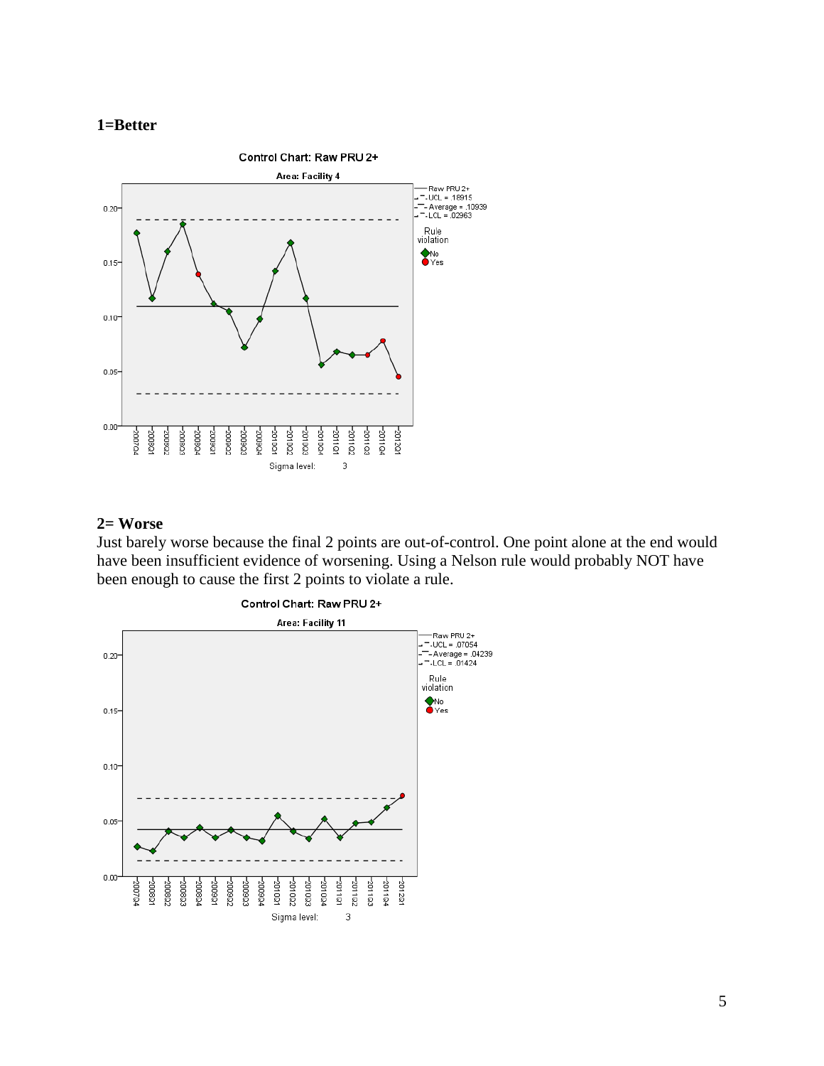**1=Better**

**2= Worse**

Just barely worse because the final 2 points are out-of-control. One point alone at the end would have been insufficient evidence of worsening. Using a Nelson rule would probably NOT have been enough to cause the first 2 points to violate a rule.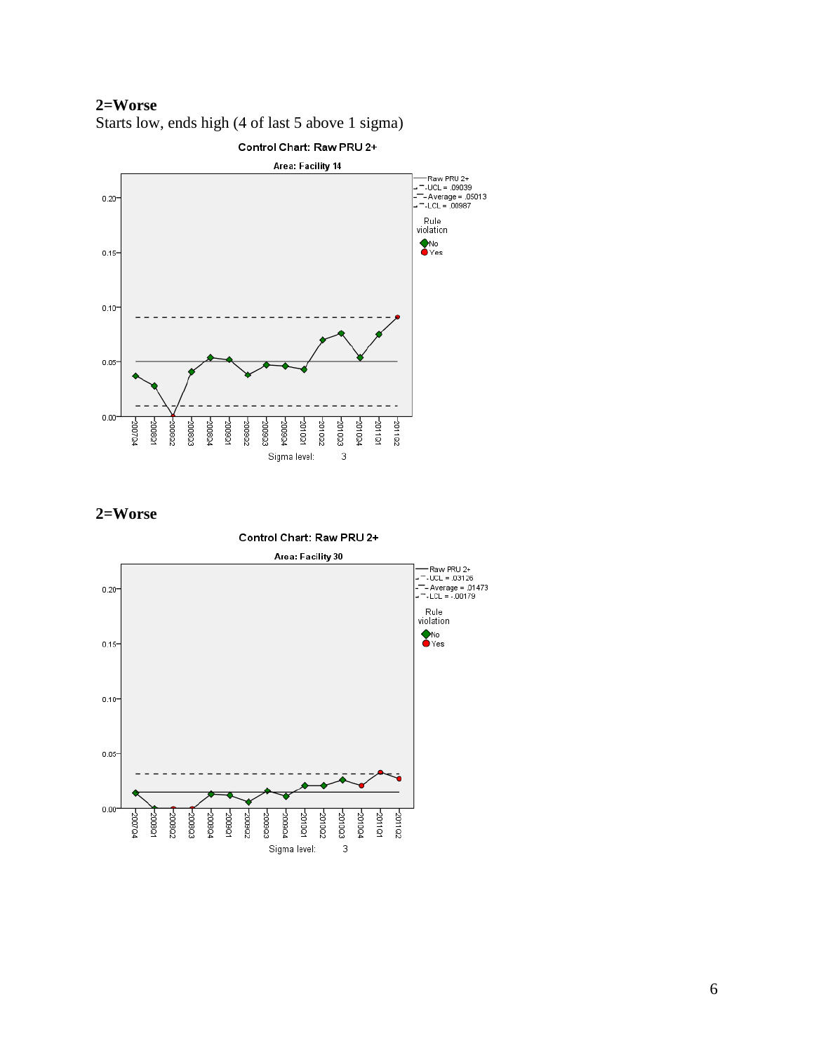**2=Worse**

Starts low, ends high (4 of last 5 above 1 sigma)

Control Chart: Raw PRU 2+

Area: Facility 14

Raw PRU 2+
UCL = .09039
Average = .05013
LCL = .00987

Rule violation
No
Yes

Sigma level: 3

**2=Worse**

Control Chart: Raw PRU 2+

Area: Facility 30

Raw PRU 2+
UCL = .03126
Average = .01473
LCL = -.00179

Rule violation
No
Yes

Sigma level: 3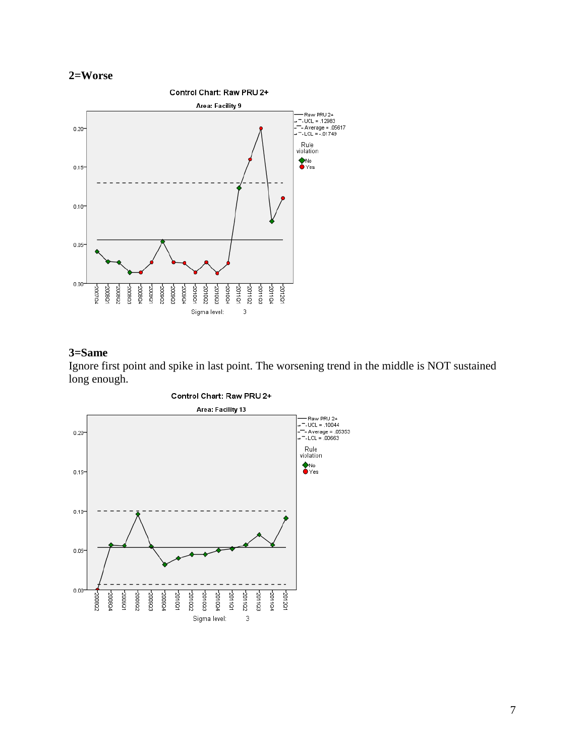**2=Worse**

Control Chart: Raw PRU 2+

Area: Facility 9

**3=Same**

Ignore first point and spike in last point. The worsening trend in the middle is NOT sustained long enough.

Control Chart: Raw PRU 2+

Area: Facility 13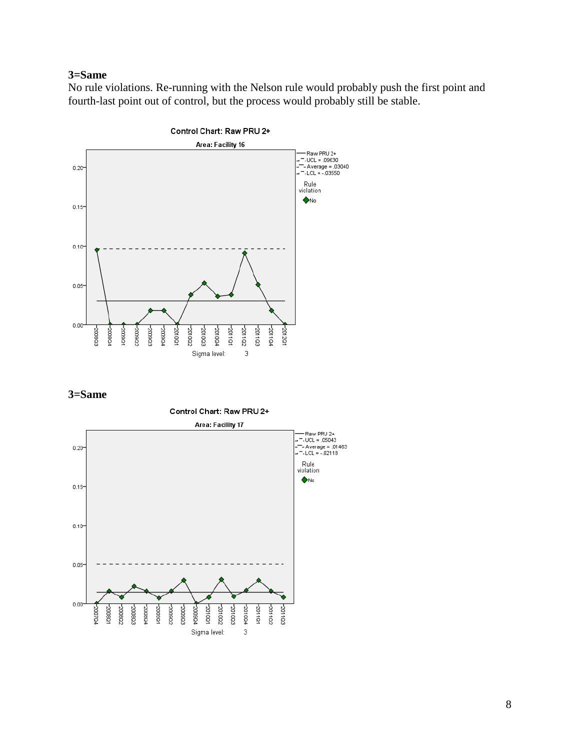**3=Same**

No rule violations. Re-running with the Nelson rule would probably push the first point and fourth-last point out of control, but the process would probably still be stable.

Control Chart: Raw PRU 2+

Area: Facility 16

Raw PRU 2+
UCL = .09630
Average = .03040
LCL = -.03550

Rule violation
No

Sigma level: 3

**3=Same**

Control Chart: Raw PRU 2+

Area: Facility 17

Raw PRU 2+
UCL = .05043
Average = .01463
LCL = -.02118

Rule violation
No

Sigma level: 3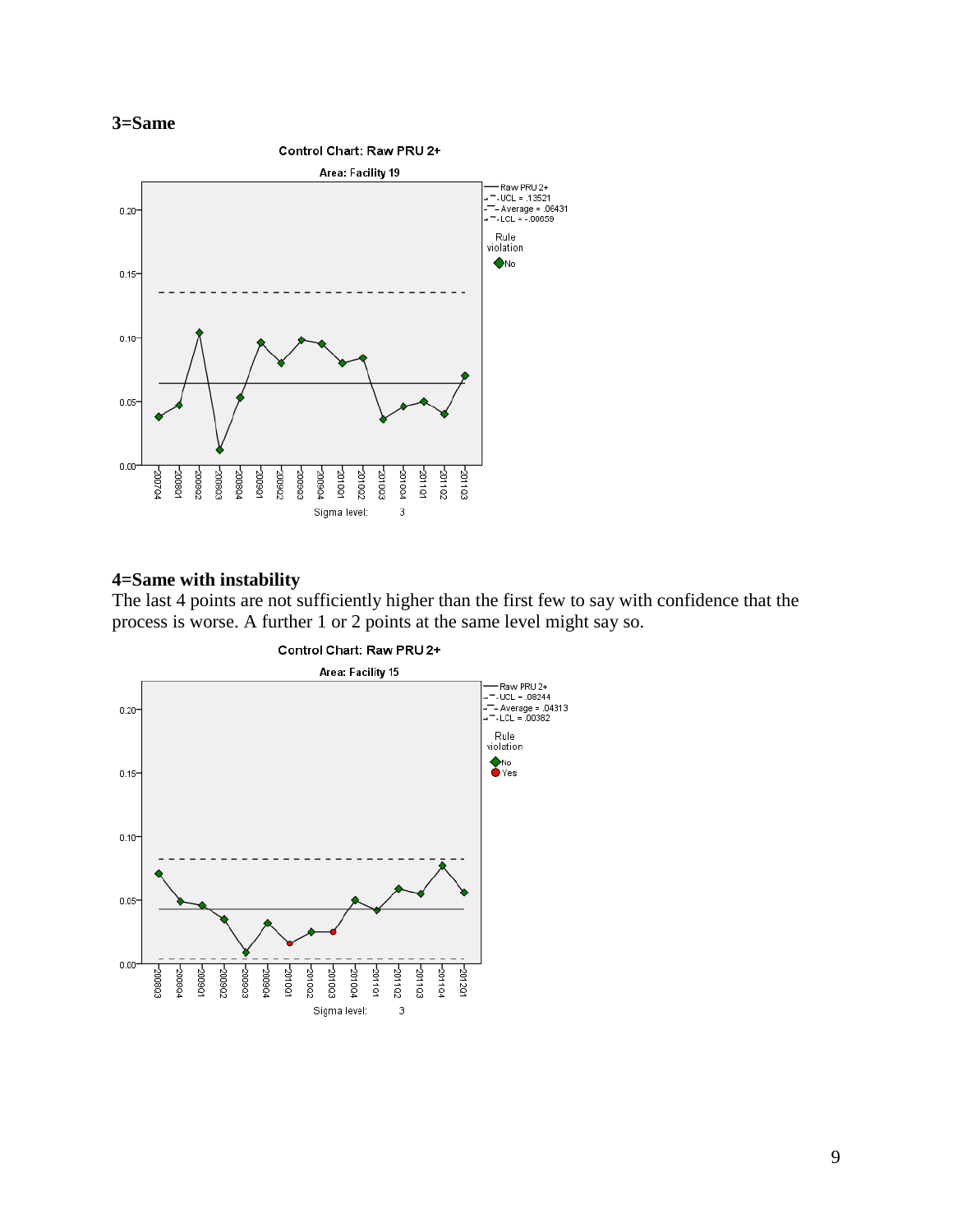**3=Same**

**4=Same with instability**

The last 4 points are not sufficiently higher than the first few to say with confidence that the process is worse. A further 1 or 2 points at the same level might say so.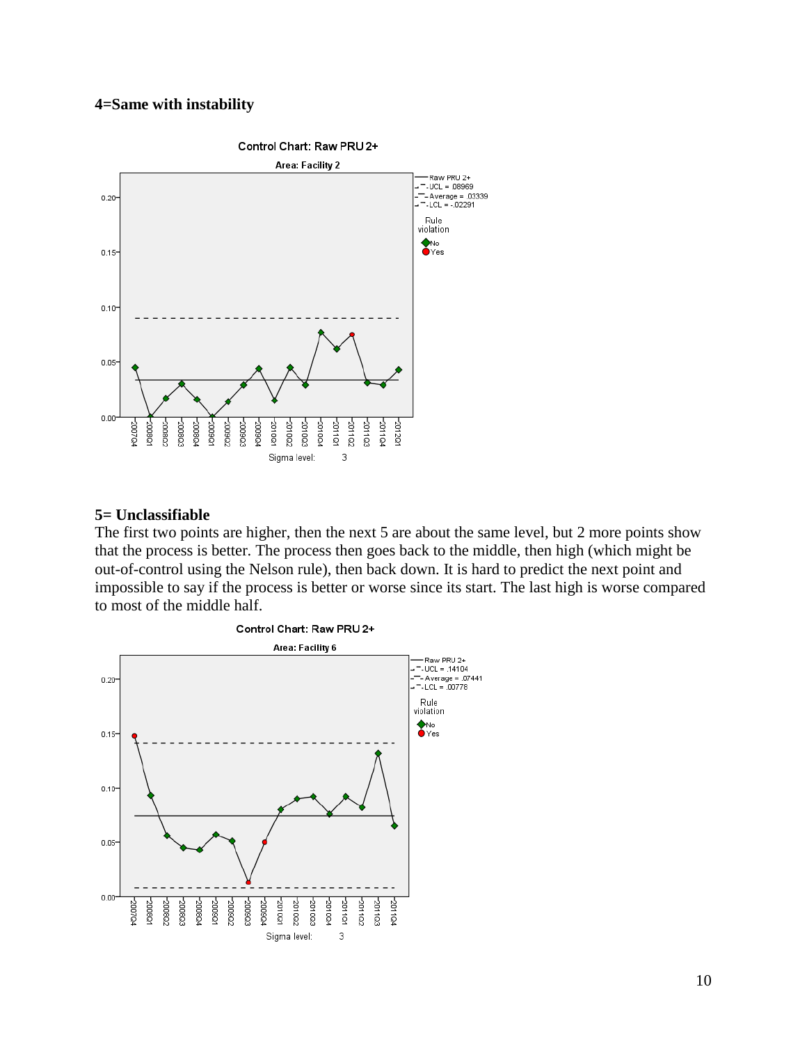**4=Same with instability**

**5= Unclassifiable**

The first two points are higher, then the next 5 are about the same level, but 2 more points show that the process is better. The process then goes back to the middle, then high (which might be out-of-control using the Nelson rule), then back down. It is hard to predict the next point and impossible to say if the process is better or worse since its start. The last high is worse compared to most of the middle half.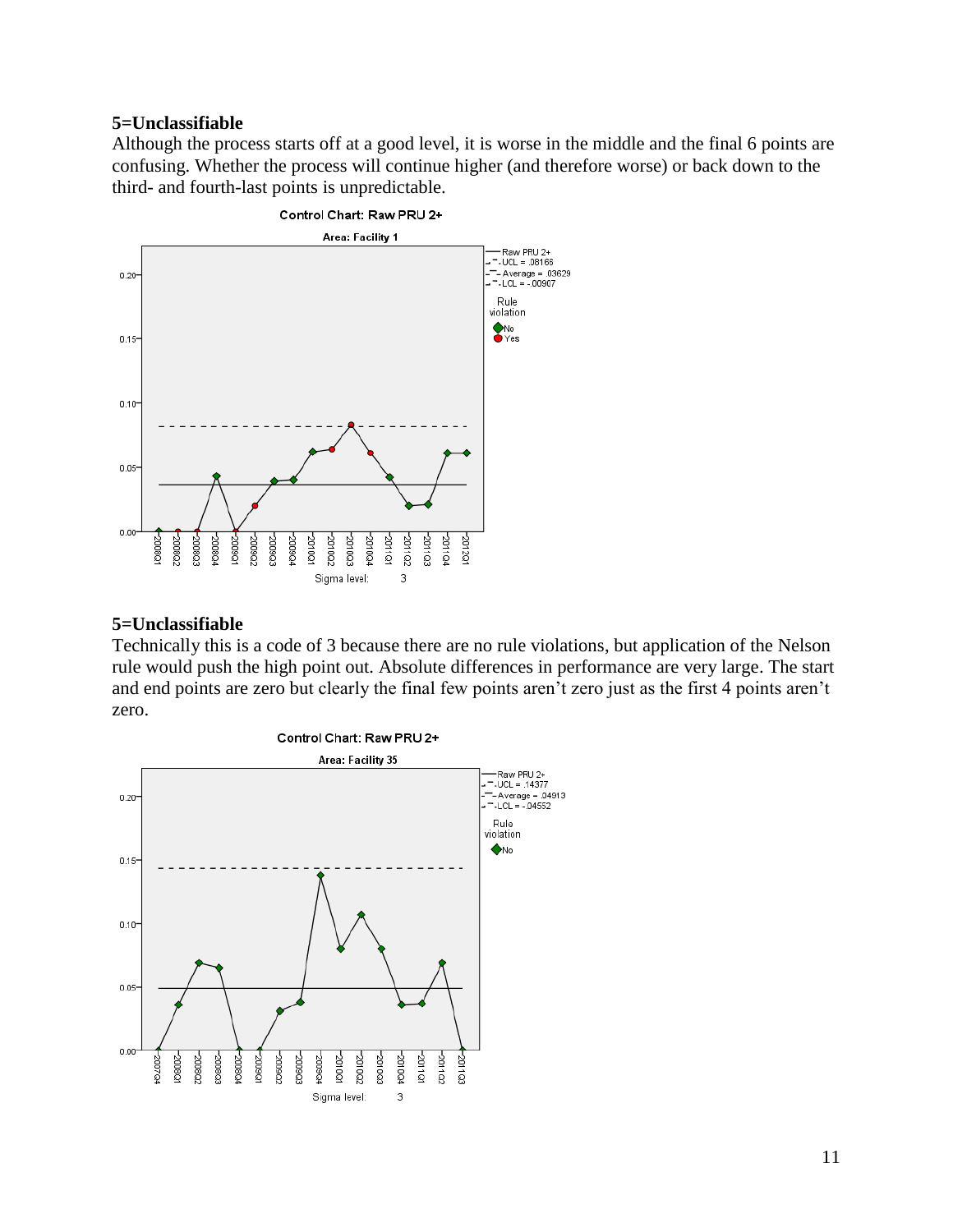**5=Unclassifiable**

Although the process starts off at a good level, it is worse in the middle and the final 6 points are confusing. Whether the process will continue higher (and therefore worse) or back down to the third- and fourth-last points is unpredictable.

Control Chart: Raw PRU 2+

Area: Facility 1

Raw PRU 2+
UCL = .08166
Average = .03629
LCL = -.00907

Rule violation
No
Yes

0.20
0.15
0.10
0.05
0.00

2008Q1 2008Q2 2008Q3 2008Q4 2009Q1 2009Q2 2009Q3 2009Q4 2010Q1 2010Q2 2010Q3 2010Q4 2011Q1 2011Q2 2011Q3 2011Q4 2012Q1

Sigma level: 3

**5=Unclassifiable**

Technically this is a code of 3 because there are no rule violations, but application of the Nelson rule would push the high point out. Absolute differences in performance are very large. The start and end points are zero but clearly the final few points aren't zero just as the first 4 points aren't zero.

Control Chart: Raw PRU 2+

Area: Facility 35

Raw PRU 2+
UCL = .14377
Average = .04913
LCL = -.04552

Rule violation
No

0.20
0.15
0.10
0.05
0.00

2007Q4 2008Q1 2008Q2 2008Q3 2008Q4 2009Q1 2009Q2 2009Q3 2009Q4 2010Q1 2010Q2 2010Q3 2010Q4 2011Q1 2011Q2 2011Q3

Sigma level: 3